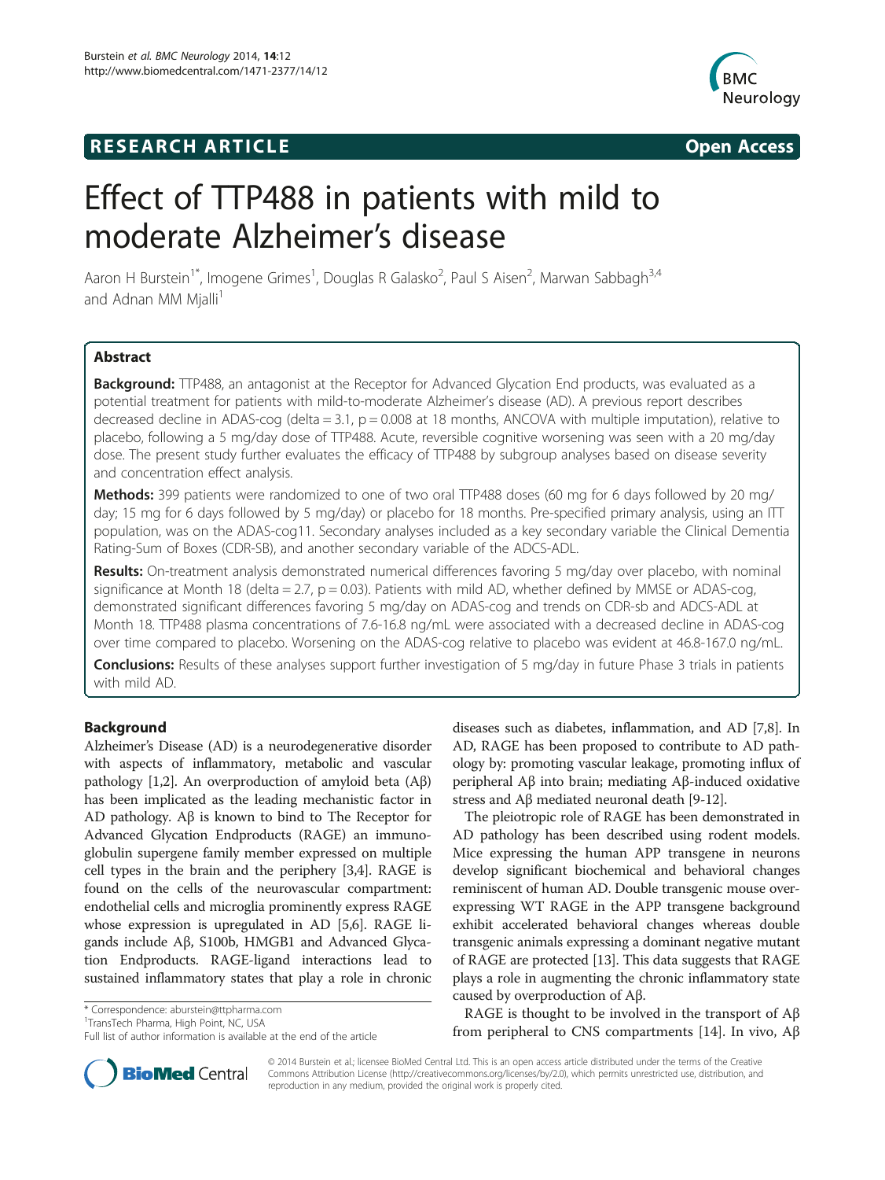**RESEARCH ARTICLE** **Open Access**

# Effect of TTP488 in patients with mild to moderate Alzheimer's disease

Aaron H Burstein[1*], Imogene Grimes[1], Douglas R Galasko[2], Paul S Aisen[2], Marwan Sabbagh[3,4] and Adnan MM Mjalli[1]

## Abstract

**Background:** TTP488, an antagonist at the Receptor for Advanced Glycation End products, was evaluated as a potential treatment for patients with mild-to-moderate Alzheimer's disease (AD). A previous report describes decreased decline in ADAS-cog (delta = 3.1, p = 0.008 at 18 months, ANCOVA with multiple imputation), relative to placebo, following a 5 mg/day dose of TTP488. Acute, reversible cognitive worsening was seen with a 20 mg/day dose. The present study further evaluates the efficacy of TTP488 by subgroup analyses based on disease severity and concentration effect analysis.

**Methods:** 399 patients were randomized to one of two oral TTP488 doses (60 mg for 6 days followed by 20 mg/day; 15 mg for 6 days followed by 5 mg/day) or placebo for 18 months. Pre-specified primary analysis, using an ITT population, was on the ADAS-cog11. Secondary analyses included as a key secondary variable the Clinical Dementia Rating-Sum of Boxes (CDR-SB), and another secondary variable of the ADCS-ADL.

**Results:** On-treatment analysis demonstrated numerical differences favoring 5 mg/day over placebo, with nominal significance at Month 18 (delta = 2.7, p = 0.03). Patients with mild AD, whether defined by MMSE or ADAS-cog, demonstrated significant differences favoring 5 mg/day on ADAS-cog and trends on CDR-sb and ADCS-ADL at Month 18. TTP488 plasma concentrations of 7.6-16.8 ng/mL were associated with a decreased decline in ADAS-cog over time compared to placebo. Worsening on the ADAS-cog relative to placebo was evident at 46.8-167.0 ng/mL.

**Conclusions:** Results of these analyses support further investigation of 5 mg/day in future Phase 3 trials in patients with mild AD.

## Background

Alzheimer's Disease (AD) is a neurodegenerative disorder with aspects of inflammatory, metabolic and vascular pathology [1,2]. An overproduction of amyloid beta (Aβ) has been implicated as the leading mechanistic factor in AD pathology. Aβ is known to bind to The Receptor for Advanced Glycation Endproducts (RAGE) an immunoglobulin supergene family member expressed on multiple cell types in the brain and the periphery [3,4]. RAGE is found on the cells of the neurovascular compartment: endothelial cells and microglia prominently express RAGE whose expression is upregulated in AD [5,6]. RAGE ligands include Aβ, S100b, HMGB1 and Advanced Glycation Endproducts. RAGE-ligand interactions lead to sustained inflammatory states that play a role in chronic diseases such as diabetes, inflammation, and AD [7,8]. In AD, RAGE has been proposed to contribute to AD pathology by: promoting vascular leakage, promoting influx of peripheral Aβ into brain; mediating Aβ-induced oxidative stress and Aβ mediated neuronal death [9-12].

The pleiotropic role of RAGE has been demonstrated in AD pathology has been described using rodent models. Mice expressing the human APP transgene in neurons develop significant biochemical and behavioral changes reminiscent of human AD. Double transgenic mouse over-expressing WT RAGE in the APP transgene background exhibit accelerated behavioral changes whereas double transgenic animals expressing a dominant negative mutant of RAGE are protected [13]. This data suggests that RAGE plays a role in augmenting the chronic inflammatory state caused by overproduction of Aβ.

RAGE is thought to be involved in the transport of Aβ from peripheral to CNS compartments [14]. In vivo, Aβ

\* Correspondence: aburstein@ttpharma.com
[1]TransTech Pharma, High Point, NC, USA
Full list of author information is available at the end of the article

© 2014 Burstein et al.; licensee BioMed Central Ltd. This is an open access article distributed under the terms of the Creative Commons Attribution License (http://creativecommons.org/licenses/by/2.0), which permits unrestricted use, distribution, and reproduction in any medium, provided the original work is properly cited.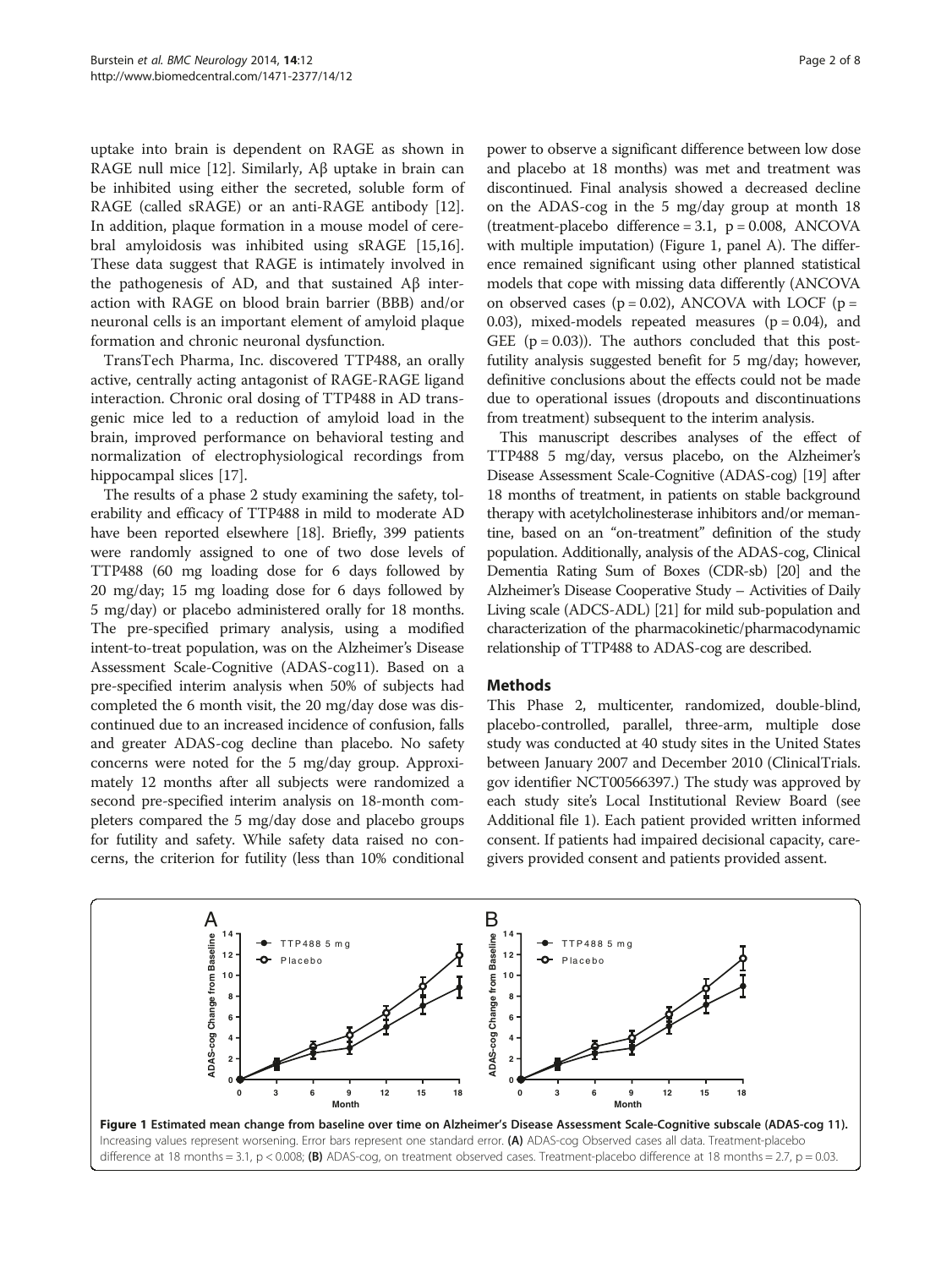uptake into brain is dependent on RAGE as shown in RAGE null mice [12]. Similarly, Aβ uptake in brain can be inhibited using either the secreted, soluble form of RAGE (called sRAGE) or an anti-RAGE antibody [12]. In addition, plaque formation in a mouse model of cerebral amyloidosis was inhibited using sRAGE [15,16]. These data suggest that RAGE is intimately involved in the pathogenesis of AD, and that sustained Aβ interaction with RAGE on blood brain barrier (BBB) and/or neuronal cells is an important element of amyloid plaque formation and chronic neuronal dysfunction.

TransTech Pharma, Inc. discovered TTP488, an orally active, centrally acting antagonist of RAGE-RAGE ligand interaction. Chronic oral dosing of TTP488 in AD transgenic mice led to a reduction of amyloid load in the brain, improved performance on behavioral testing and normalization of electrophysiological recordings from hippocampal slices [17].

The results of a phase 2 study examining the safety, tolerability and efficacy of TTP488 in mild to moderate AD have been reported elsewhere [18]. Briefly, 399 patients were randomly assigned to one of two dose levels of TTP488 (60 mg loading dose for 6 days followed by 20 mg/day; 15 mg loading dose for 6 days followed by 5 mg/day) or placebo administered orally for 18 months. The pre-specified primary analysis, using a modified intent-to-treat population, was on the Alzheimer's Disease Assessment Scale-Cognitive (ADAS-cog11). Based on a pre-specified interim analysis when 50% of subjects had completed the 6 month visit, the 20 mg/day dose was discontinued due to an increased incidence of confusion, falls and greater ADAS-cog decline than placebo. No safety concerns were noted for the 5 mg/day group. Approximately 12 months after all subjects were randomized a second pre-specified interim analysis on 18-month completers compared the 5 mg/day dose and placebo groups for futility and safety. While safety data raised no concerns, the criterion for futility (less than 10% conditional power to observe a significant difference between low dose and placebo at 18 months) was met and treatment was discontinued. Final analysis showed a decreased decline on the ADAS-cog in the 5 mg/day group at month 18 (treatment-placebo difference = 3.1, $p = 0.008$, ANCOVA with multiple imputation) (Figure 1, panel A). The difference remained significant using other planned statistical models that cope with missing data differently (ANCOVA on observed cases ($p = 0.02$), ANCOVA with LOCF ($p = 0.03$), mixed-models repeated measures ($p = 0.04$), and GEE ($p = 0.03$)). The authors concluded that this post-futility analysis suggested benefit for 5 mg/day; however, definitive conclusions about the effects could not be made due to operational issues (dropouts and discontinuations from treatment) subsequent to the interim analysis.

This manuscript describes analyses of the effect of TTP488 5 mg/day, versus placebo, on the Alzheimer's Disease Assessment Scale-Cognitive (ADAS-cog) [19] after 18 months of treatment, in patients on stable background therapy with acetylcholinesterase inhibitors and/or memantine, based on an "on-treatment" definition of the study population. Additionally, analysis of the ADAS-cog, Clinical Dementia Rating Sum of Boxes (CDR-sb) [20] and the Alzheimer's Disease Cooperative Study – Activities of Daily Living scale (ADCS-ADL) [21] for mild sub-population and characterization of the pharmacokinetic/pharmacodynamic relationship of TTP488 to ADAS-cog are described.

## Methods

This Phase 2, multicenter, randomized, double-blind, placebo-controlled, parallel, three-arm, multiple dose study was conducted at 40 study sites in the United States between January 2007 and December 2010 (ClinicalTrials.gov identifier NCT00566397.) The study was approved by each study site's Local Institutional Review Board (see Additional file 1). Each patient provided written informed consent. If patients had impaired decisional capacity, caregivers provided consent and patients provided assent.

**Figure 1 Estimated mean change from baseline over time on Alzheimer's Disease Assessment Scale-Cognitive subscale (ADAS-cog 11).** Increasing values represent worsening. Error bars represent one standard error. **(A)** ADAS-cog Observed cases all data. Treatment-placebo difference at 18 months = 3.1, $p < 0.008$; **(B)** ADAS-cog, on treatment observed cases. Treatment-placebo difference at 18 months = 2.7, $p = 0.03$.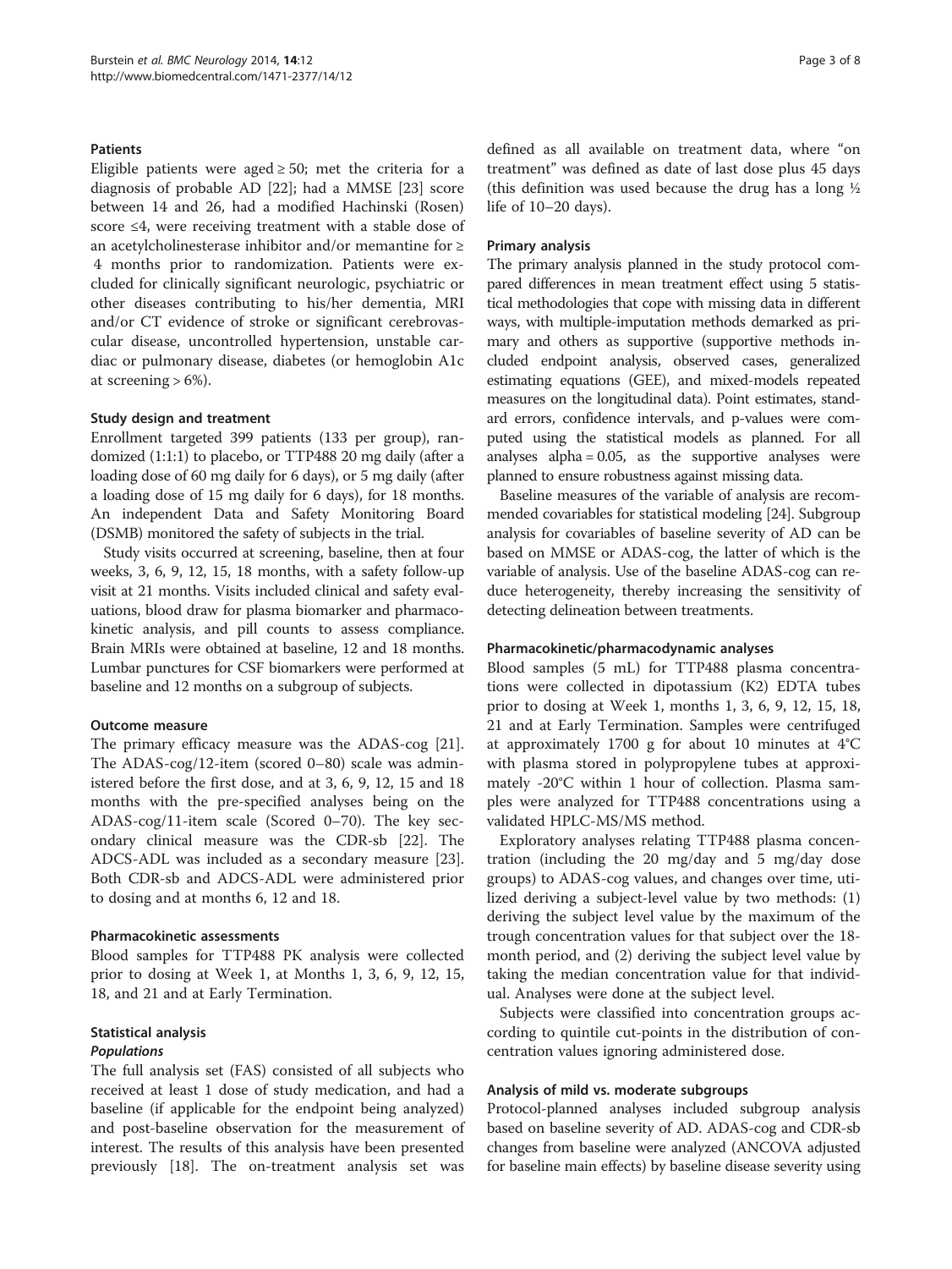### Patients

Eligible patients were aged ≥ 50; met the criteria for a diagnosis of probable AD [22]; had a MMSE [23] score between 14 and 26, had a modified Hachinski (Rosen) score ≤4, were receiving treatment with a stable dose of an acetylcholinesterase inhibitor and/or memantine for ≥ 4 months prior to randomization. Patients were excluded for clinically significant neurologic, psychiatric or other diseases contributing to his/her dementia, MRI and/or CT evidence of stroke or significant cerebrovascular disease, uncontrolled hypertension, unstable cardiac or pulmonary disease, diabetes (or hemoglobin A1c at screening > 6%).

### Study design and treatment

Enrollment targeted 399 patients (133 per group), randomized (1:1:1) to placebo, or TTP488 20 mg daily (after a loading dose of 60 mg daily for 6 days), or 5 mg daily (after a loading dose of 15 mg daily for 6 days), for 18 months. An independent Data and Safety Monitoring Board (DSMB) monitored the safety of subjects in the trial.

Study visits occurred at screening, baseline, then at four weeks, 3, 6, 9, 12, 15, 18 months, with a safety follow-up visit at 21 months. Visits included clinical and safety evaluations, blood draw for plasma biomarker and pharmacokinetic analysis, and pill counts to assess compliance. Brain MRIs were obtained at baseline, 12 and 18 months. Lumbar punctures for CSF biomarkers were performed at baseline and 12 months on a subgroup of subjects.

### Outcome measure

The primary efficacy measure was the ADAS-cog [21]. The ADAS-cog/12-item (scored 0–80) scale was administered before the first dose, and at 3, 6, 9, 12, 15 and 18 months with the pre-specified analyses being on the ADAS-cog/11-item scale (Scored 0–70). The key secondary clinical measure was the CDR-sb [22]. The ADCS-ADL was included as a secondary measure [23]. Both CDR-sb and ADCS-ADL were administered prior to dosing and at months 6, 12 and 18.

### Pharmacokinetic assessments

Blood samples for TTP488 PK analysis were collected prior to dosing at Week 1, at Months 1, 3, 6, 9, 12, 15, 18, and 21 and at Early Termination.

### Statistical analysis

#### *Populations*

The full analysis set (FAS) consisted of all subjects who received at least 1 dose of study medication, and had a baseline (if applicable for the endpoint being analyzed) and post-baseline observation for the measurement of interest. The results of this analysis have been presented previously [18]. The on-treatment analysis set was defined as all available on treatment data, where "on treatment" was defined as date of last dose plus 45 days (this definition was used because the drug has a long ½ life of 10–20 days).

### Primary analysis

The primary analysis planned in the study protocol compared differences in mean treatment effect using 5 statistical methodologies that cope with missing data in different ways, with multiple-imputation methods demarked as primary and others as supportive (supportive methods included endpoint analysis, observed cases, generalized estimating equations (GEE), and mixed-models repeated measures on the longitudinal data). Point estimates, standard errors, confidence intervals, and p-values were computed using the statistical models as planned. For all analyses alpha = 0.05, as the supportive analyses were planned to ensure robustness against missing data.

Baseline measures of the variable of analysis are recommended covariables for statistical modeling [24]. Subgroup analysis for covariables of baseline severity of AD can be based on MMSE or ADAS-cog, the latter of which is the variable of analysis. Use of the baseline ADAS-cog can reduce heterogeneity, thereby increasing the sensitivity of detecting delineation between treatments.

### Pharmacokinetic/pharmacodynamic analyses

Blood samples (5 mL) for TTP488 plasma concentrations were collected in dipotassium (K2) EDTA tubes prior to dosing at Week 1, months 1, 3, 6, 9, 12, 15, 18, 21 and at Early Termination. Samples were centrifuged at approximately 1700 g for about 10 minutes at 4°C with plasma stored in polypropylene tubes at approximately -20°C within 1 hour of collection. Plasma samples were analyzed for TTP488 concentrations using a validated HPLC-MS/MS method.

Exploratory analyses relating TTP488 plasma concentration (including the 20 mg/day and 5 mg/day dose groups) to ADAS-cog values, and changes over time, utilized deriving a subject-level value by two methods: (1) deriving the subject level value by the maximum of the trough concentration values for that subject over the 18-month period, and (2) deriving the subject level value by taking the median concentration value for that individual. Analyses were done at the subject level.

Subjects were classified into concentration groups according to quintile cut-points in the distribution of concentration values ignoring administered dose.

### Analysis of mild vs. moderate subgroups

Protocol-planned analyses included subgroup analysis based on baseline severity of AD. ADAS-cog and CDR-sb changes from baseline were analyzed (ANCOVA adjusted for baseline main effects) by baseline disease severity using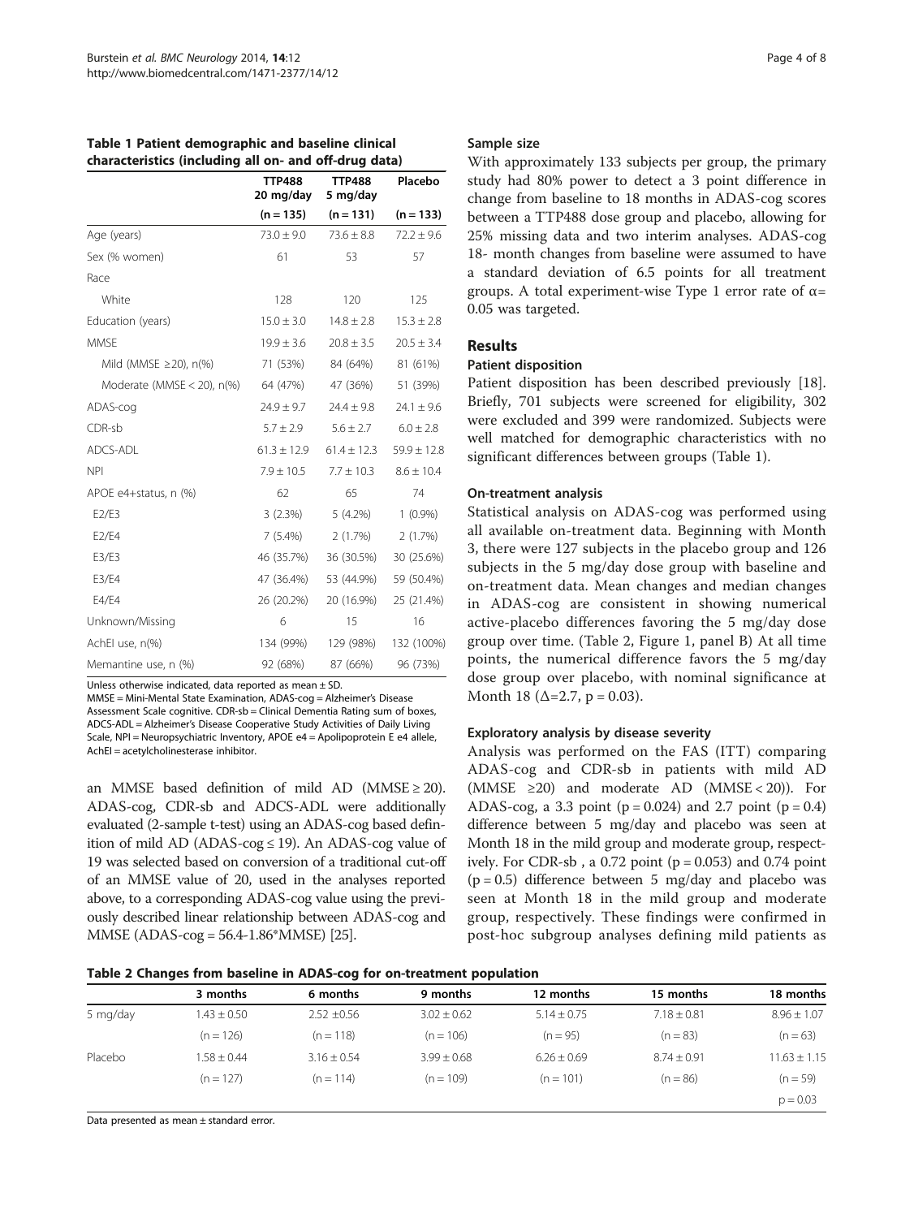**Table 1 Patient demographic and baseline clinical characteristics (including all on- and off-drug data)**

| | TTP488 20 mg/day | TTP488 5 mg/day | Placebo |
|---|---|---|---|
| | (n = 135) | (n = 131) | (n = 133) |
| Age (years) | 73.0 ± 9.0 | 73.6 ± 8.8 | 72.2 ± 9.6 |
| Sex (% women) | 61 | 53 | 57 |
| Race | | | |
| White | 128 | 120 | 125 |
| Education (years) | 15.0 ± 3.0 | 14.8 ± 2.8 | 15.3 ± 2.8 |
| MMSE | 19.9 ± 3.6 | 20.8 ± 3.5 | 20.5 ± 3.4 |
| Mild (MMSE ≥20), n(%) | 71 (53%) | 84 (64%) | 81 (61%) |
| Moderate (MMSE < 20), n(%) | 64 (47%) | 47 (36%) | 51 (39%) |
| ADAS-cog | 24.9 ± 9.7 | 24.4 ± 9.8 | 24.1 ± 9.6 |
| CDR-sb | 5.7 ± 2.9 | 5.6 ± 2.7 | 6.0 ± 2.8 |
| ADCS-ADL | 61.3 ± 12.9 | 61.4 ± 12.3 | 59.9 ± 12.8 |
| NPI | 7.9 ± 10.5 | 7.7 ± 10.3 | 8.6 ± 10.4 |
| APOE e4+status, n (%) | 62 | 65 | 74 |
| E2/E3 | 3 (2.3%) | 5 (4.2%) | 1 (0.9%) |
| E2/E4 | 7 (5.4%) | 2 (1.7%) | 2 (1.7%) |
| E3/E3 | 46 (35.7%) | 36 (30.5%) | 30 (25.6%) |
| E3/E4 | 47 (36.4%) | 53 (44.9%) | 59 (50.4%) |
| E4/E4 | 26 (20.2%) | 20 (16.9%) | 25 (21.4%) |
| Unknown/Missing | 6 | 15 | 16 |
| AchEI use, n(%) | 134 (99%) | 129 (98%) | 132 (100%) |
| Memantine use, n (%) | 92 (68%) | 87 (66%) | 96 (73%) |

Unless otherwise indicated, data reported as mean ± SD.
MMSE = Mini-Mental State Examination, ADAS-cog = Alzheimer's Disease Assessment Scale cognitive. CDR-sb = Clinical Dementia Rating sum of boxes, ADCS-ADL = Alzheimer's Disease Cooperative Study Activities of Daily Living Scale, NPI = Neuropsychiatric Inventory, APOE e4 = Apolipoprotein E e4 allele, AchEI = acetylcholinesterase inhibitor.

an MMSE based definition of mild AD (MMSE ≥ 20). ADAS-cog, CDR-sb and ADCS-ADL were additionally evaluated (2-sample t-test) using an ADAS-cog based definition of mild AD (ADAS-cog ≤ 19). An ADAS-cog value of 19 was selected based on conversion of a traditional cut-off of an MMSE value of 20, used in the analyses reported above, to a corresponding ADAS-cog value using the previously described linear relationship between ADAS-cog and MMSE (ADAS-cog = 56.4-1.86*MMSE) [25].

### Sample size

With approximately 133 subjects per group, the primary study had 80% power to detect a 3 point difference in change from baseline to 18 months in ADAS-cog scores between a TTP488 dose group and placebo, allowing for 25% missing data and two interim analyses. ADAS-cog 18- month changes from baseline were assumed to have a standard deviation of 6.5 points for all treatment groups. A total experiment-wise Type 1 error rate of $\alpha = 0.05$ was targeted.

## Results

### Patient disposition

Patient disposition has been described previously [18]. Briefly, 701 subjects were screened for eligibility, 302 were excluded and 399 were randomized. Subjects were well matched for demographic characteristics with no significant differences between groups (Table 1).

### On-treatment analysis

Statistical analysis on ADAS-cog was performed using all available on-treatment data. Beginning with Month 3, there were 127 subjects in the placebo group and 126 subjects in the 5 mg/day dose group with baseline and on-treatment data. Mean changes and median changes in ADAS-cog are consistent in showing numerical active-placebo differences favoring the 5 mg/day dose group over time. (Table 2, Figure 1, panel B) At all time points, the numerical difference favors the 5 mg/day dose group over placebo, with nominal significance at Month 18 (Δ=2.7, p = 0.03).

### Exploratory analysis by disease severity

Analysis was performed on the FAS (ITT) comparing ADAS-cog and CDR-sb in patients with mild AD (MMSE ≥20) and moderate AD (MMSE < 20)). For ADAS-cog, a 3.3 point (p = 0.024) and 2.7 point (p = 0.4) difference between 5 mg/day and placebo was seen at Month 18 in the mild group and moderate group, respectively. For CDR-sb , a 0.72 point (p = 0.053) and 0.74 point (p = 0.5) difference between 5 mg/day and placebo was seen at Month 18 in the mild group and moderate group, respectively. These findings were confirmed in post-hoc subgroup analyses defining mild patients as

**Table 2 Changes from baseline in ADAS-cog for on-treatment population**

| | 3 months | 6 months | 9 months | 12 months | 15 months | 18 months |
|---|---|---|---|---|---|---|
| 5 mg/day | 1.43 ± 0.50 | 2.52 ±0.56 | 3.02 ± 0.62 | 5.14 ± 0.75 | 7.18 ± 0.81 | 8.96 ± 1.07 |
| | (n = 126) | (n = 118) | (n = 106) | (n = 95) | (n = 83) | (n = 63) |
| Placebo | 1.58 ± 0.44 | 3.16 ± 0.54 | 3.99 ± 0.68 | 6.26 ± 0.69 | 8.74 ± 0.91 | 11.63 ± 1.15 |
| | (n = 127) | (n = 114) | (n = 109) | (n = 101) | (n = 86) | (n = 59) |
| | | | | | | p = 0.03 |

Data presented as mean ± standard error.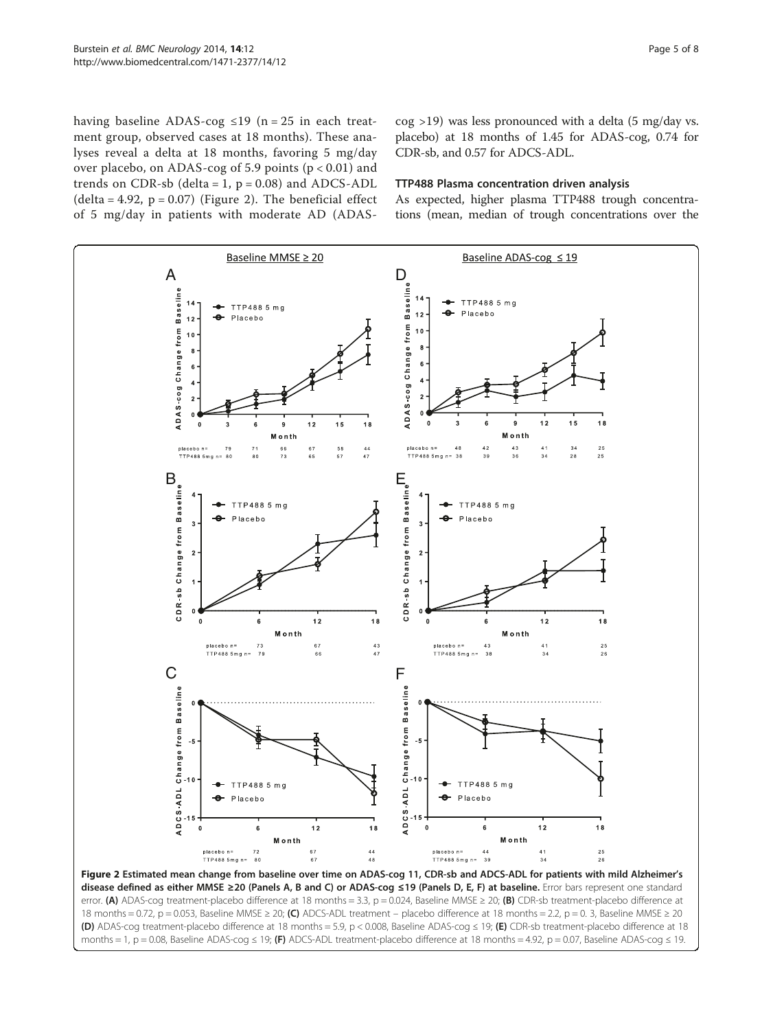having baseline ADAS-cog ≤19 (n = 25 in each treatment group, observed cases at 18 months). These analyses reveal a delta at 18 months, favoring 5 mg/day over placebo, on ADAS-cog of 5.9 points ($p < 0.01$) and trends on CDR-sb (delta = 1, $p = 0.08$) and ADCS-ADL (delta = 4.92, $p = 0.07$) (Figure 2). The beneficial effect of 5 mg/day in patients with moderate AD (ADAS-cog >19) was less pronounced with a delta (5 mg/day vs. placebo) at 18 months of 1.45 for ADAS-cog, 0.74 for CDR-sb, and 0.57 for ADCS-ADL.

### TTP488 Plasma concentration driven analysis

As expected, higher plasma TTP488 trough concentrations (mean, median of trough concentrations over the

**Figure 2 Estimated mean change from baseline over time on ADAS-cog 11, CDR-sb and ADCS-ADL for patients with mild Alzheimer's disease defined as either MMSE ≥20 (Panels A, B and C) or ADAS-cog ≤19 (Panels D, E, F) at baseline.** Error bars represent one standard error. **(A)** ADAS-cog treatment-placebo difference at 18 months = 3.3, p = 0.024, Baseline MMSE ≥ 20; **(B)** CDR-sb treatment-placebo difference at 18 months = 0.72, p = 0.053, Baseline MMSE ≥ 20; **(C)** ADCS-ADL treatment – placebo difference at 18 months = 2.2, p = 0. 3, Baseline MMSE ≥ 20 **(D)** ADAS-cog treatment-placebo difference at 18 months = 5.9, p < 0.008, Baseline ADAS-cog ≤ 19; **(E)** CDR-sb treatment-placebo difference at 18 months = 1, p = 0.08, Baseline ADAS-cog ≤ 19; **(F)** ADCS-ADL treatment-placebo difference at 18 months = 4.92, p = 0.07, Baseline ADAS-cog ≤ 19.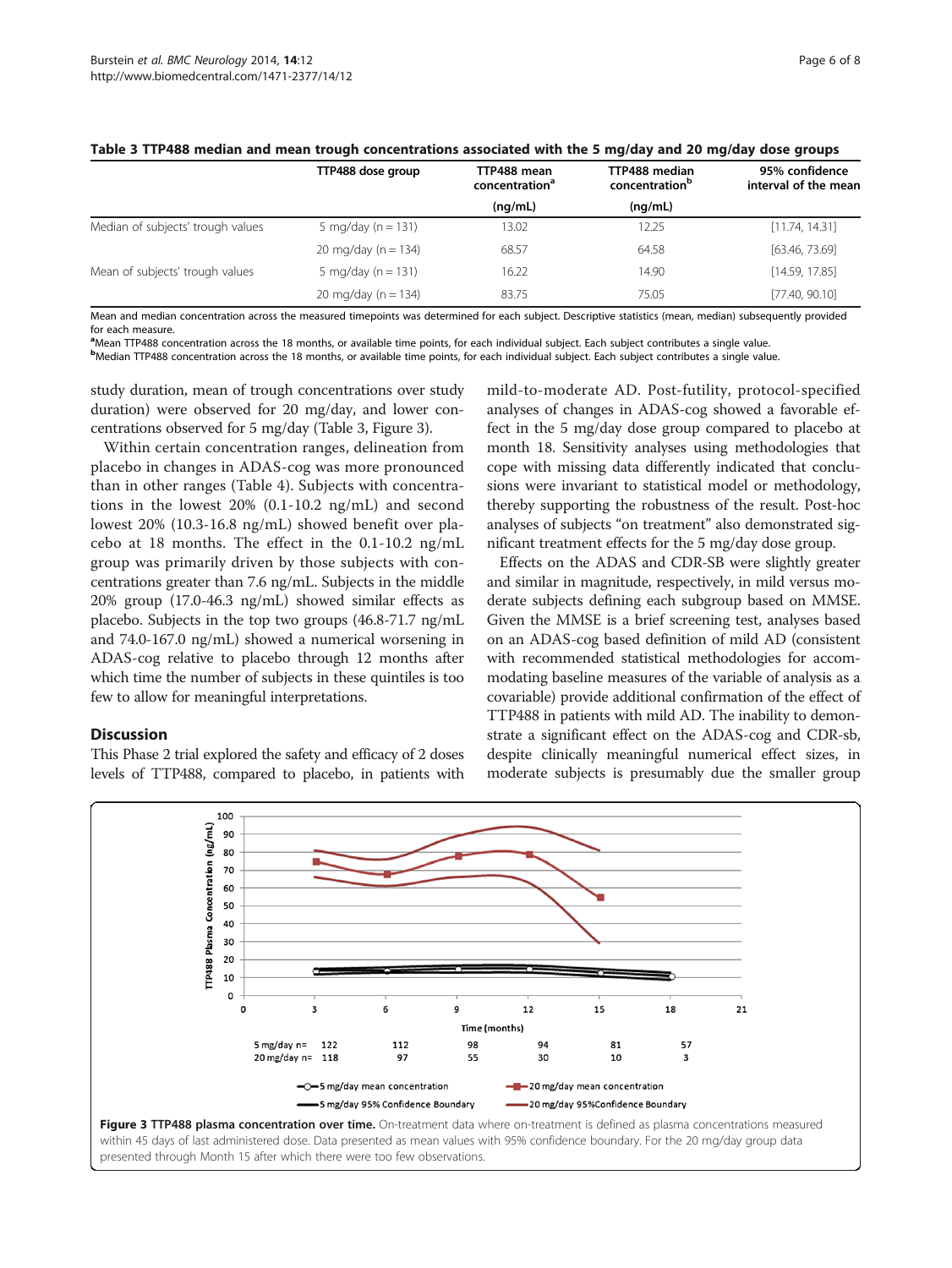**Table 3 TTP488 median and mean trough concentrations associated with the 5 mg/day and 20 mg/day dose groups**

| | TTP488 dose group | TTP488 mean concentration[a] (ng/mL) | TTP488 median concentration[b] (ng/mL) | 95% confidence interval of the mean |
|---|---|---|---|---|
| Median of subjects' trough values | 5 mg/day (n = 131) | 13.02 | 12.25 | [11.74, 14.31] |
| | 20 mg/day (n = 134) | 68.57 | 64.58 | [63.46, 73.69] |
| Mean of subjects' trough values | 5 mg/day (n = 131) | 16.22 | 14.90 | [14.59, 17.85] |
| | 20 mg/day (n = 134) | 83.75 | 75.05 | [77.40, 90.10] |

Mean and median concentration across the measured timepoints was determined for each subject. Descriptive statistics (mean, median) subsequently provided for each measure.
[a]Mean TTP488 concentration across the 18 months, or available time points, for each individual subject. Each subject contributes a single value.
[b]Median TTP488 concentration across the 18 months, or available time points, for each individual subject. Each subject contributes a single value.

study duration, mean of trough concentrations over study duration) were observed for 20 mg/day, and lower concentrations observed for 5 mg/day (Table 3, Figure 3).

Within certain concentration ranges, delineation from placebo in changes in ADAS-cog was more pronounced than in other ranges (Table 4). Subjects with concentrations in the lowest 20% (0.1-10.2 ng/mL) and second lowest 20% (10.3-16.8 ng/mL) showed benefit over placebo at 18 months. The effect in the 0.1-10.2 ng/mL group was primarily driven by those subjects with concentrations greater than 7.6 ng/mL. Subjects in the middle 20% group (17.0-46.3 ng/mL) showed similar effects as placebo. Subjects in the top two groups (46.8-71.7 ng/mL and 74.0-167.0 ng/mL) showed a numerical worsening in ADAS-cog relative to placebo through 12 months after which time the number of subjects in these quintiles is too few to allow for meaningful interpretations.

## Discussion

This Phase 2 trial explored the safety and efficacy of 2 doses levels of TTP488, compared to placebo, in patients with mild-to-moderate AD. Post-futility, protocol-specified analyses of changes in ADAS-cog showed a favorable effect in the 5 mg/day dose group compared to placebo at month 18. Sensitivity analyses using methodologies that cope with missing data differently indicated that conclusions were invariant to statistical model or methodology, thereby supporting the robustness of the result. Post-hoc analyses of subjects "on treatment" also demonstrated significant treatment effects for the 5 mg/day dose group.

Effects on the ADAS and CDR-SB were slightly greater and similar in magnitude, respectively, in mild versus moderate subjects defining each subgroup based on MMSE. Given the MMSE is a brief screening test, analyses based on an ADAS-cog based definition of mild AD (consistent with recommended statistical methodologies for accommodating baseline measures of the variable of analysis as a covariable) provide additional confirmation of the effect of TTP488 in patients with mild AD. The inability to demonstrate a significant effect on the ADAS-cog and CDR-sb, despite clinically meaningful numerical effect sizes, in moderate subjects is presumably due the smaller group

**Figure 3 TTP488 plasma concentration over time.** On-treatment data where on-treatment is defined as plasma concentrations measured within 45 days of last administered dose. Data presented as mean values with 95% confidence boundary. For the 20 mg/day group data presented through Month 15 after which there were too few observations.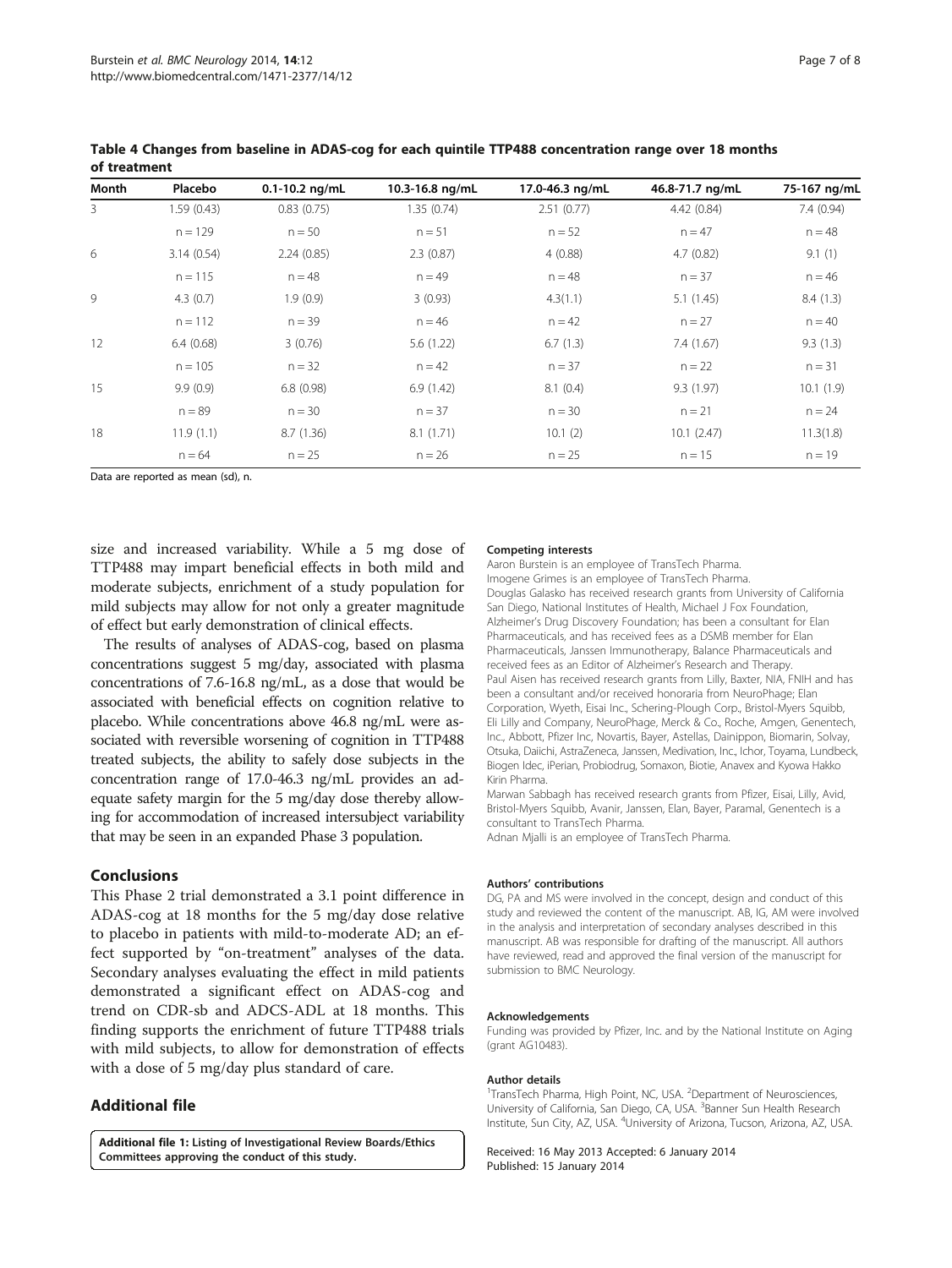**Table 4 Changes from baseline in ADAS-cog for each quintile TTP488 concentration range over 18 months of treatment**

| Month | Placebo | 0.1-10.2 ng/mL | 10.3-16.8 ng/mL | 17.0-46.3 ng/mL | 46.8-71.7 ng/mL | 75-167 ng/mL |
|---|---|---|---|---|---|---|
| 3 | 1.59 (0.43) | 0.83 (0.75) | 1.35 (0.74) | 2.51 (0.77) | 4.42 (0.84) | 7.4 (0.94) |
| | n = 129 | n = 50 | n = 51 | n = 52 | n = 47 | n = 48 |
| 6 | 3.14 (0.54) | 2.24 (0.85) | 2.3 (0.87) | 4 (0.88) | 4.7 (0.82) | 9.1 (1) |
| | n = 115 | n = 48 | n = 49 | n = 48 | n = 37 | n = 46 |
| 9 | 4.3 (0.7) | 1.9 (0.9) | 3 (0.93) | 4.3(1.1) | 5.1 (1.45) | 8.4 (1.3) |
| | n = 112 | n = 39 | n = 46 | n = 42 | n = 27 | n = 40 |
| 12 | 6.4 (0.68) | 3 (0.76) | 5.6 (1.22) | 6.7 (1.3) | 7.4 (1.67) | 9.3 (1.3) |
| | n = 105 | n = 32 | n = 42 | n = 37 | n = 22 | n = 31 |
| 15 | 9.9 (0.9) | 6.8 (0.98) | 6.9 (1.42) | 8.1 (0.4) | 9.3 (1.97) | 10.1 (1.9) |
| | n = 89 | n = 30 | n = 37 | n = 30 | n = 21 | n = 24 |
| 18 | 11.9 (1.1) | 8.7 (1.36) | 8.1 (1.71) | 10.1 (2) | 10.1 (2.47) | 11.3(1.8) |
| | n = 64 | n = 25 | n = 26 | n = 25 | n = 15 | n = 19 |

Data are reported as mean (sd), n.

size and increased variability. While a 5 mg dose of TTP488 may impart beneficial effects in both mild and moderate subjects, enrichment of a study population for mild subjects may allow for not only a greater magnitude of effect but early demonstration of clinical effects.

The results of analyses of ADAS-cog, based on plasma concentrations suggest 5 mg/day, associated with plasma concentrations of 7.6-16.8 ng/mL, as a dose that would be associated with beneficial effects on cognition relative to placebo. While concentrations above 46.8 ng/mL were associated with reversible worsening of cognition in TTP488 treated subjects, the ability to safely dose subjects in the concentration range of 17.0-46.3 ng/mL provides an adequate safety margin for the 5 mg/day dose thereby allowing for accommodation of increased intersubject variability that may be seen in an expanded Phase 3 population.

## Conclusions

This Phase 2 trial demonstrated a 3.1 point difference in ADAS-cog at 18 months for the 5 mg/day dose relative to placebo in patients with mild-to-moderate AD; an effect supported by "on-treatment" analyses of the data. Secondary analyses evaluating the effect in mild patients demonstrated a significant effect on ADAS-cog and trend on CDR-sb and ADCS-ADL at 18 months. This finding supports the enrichment of future TTP488 trials with mild subjects, to allow for demonstration of effects with a dose of 5 mg/day plus standard of care.

## Additional file

**Additional file 1: Listing of Investigational Review Boards/Ethics Committees approving the conduct of this study.**

#### Competing interests

Aaron Burstein is an employee of TransTech Pharma.
Imogene Grimes is an employee of TransTech Pharma.
Douglas Galasko has received research grants from University of California San Diego, National Institutes of Health, Michael J Fox Foundation, Alzheimer's Drug Discovery Foundation; has been a consultant for Elan Pharmaceuticals, and has received fees as a DSMB member for Elan Pharmaceuticals, Janssen Immunotherapy, Balance Pharmaceuticals and received fees as an Editor of Alzheimer's Research and Therapy.
Paul Aisen has received research grants from Lilly, Baxter, NIA, FNIH and has been a consultant and/or received honoraria from NeuroPhage; Elan Corporation, Wyeth, Eisai Inc., Schering-Plough Corp., Bristol-Myers Squibb, Eli Lilly and Company, NeuroPhage, Merck & Co., Roche, Amgen, Genentech, Inc., Abbott, Pfizer Inc, Novartis, Bayer, Astellas, Dainippon, Biomarin, Solvay, Otsuka, Daiichi, AstraZeneca, Janssen, Medivation, Inc., Ichor, Toyama, Lundbeck, Biogen Idec, iPerian, Probiodrug, Somaxon, Biotie, Anavex and Kyowa Hakko Kirin Pharma.
Marwan Sabbagh has received research grants from Pfizer, Eisai, Lilly, Avid, Bristol-Myers Squibb, Avanir, Janssen, Elan, Bayer, Paramal, Genentech is a consultant to TransTech Pharma.
Adnan Mjalli is an employee of TransTech Pharma.

#### Authors' contributions

DG, PA and MS were involved in the concept, design and conduct of this study and reviewed the content of the manuscript. AB, IG, AM were involved in the analysis and interpretation of secondary analyses described in this manuscript. AB was responsible for drafting of the manuscript. All authors have reviewed, read and approved the final version of the manuscript for submission to BMC Neurology.

#### Acknowledgements

Funding was provided by Pfizer, Inc. and by the National Institute on Aging (grant AG10483).

#### Author details

[1]TransTech Pharma, High Point, NC, USA. [2]Department of Neurosciences, University of California, San Diego, CA, USA. [3]Banner Sun Health Research Institute, Sun City, AZ, USA. [4]University of Arizona, Tucson, Arizona, AZ, USA.

Received: 16 May 2013 Accepted: 6 January 2014
Published: 15 January 2014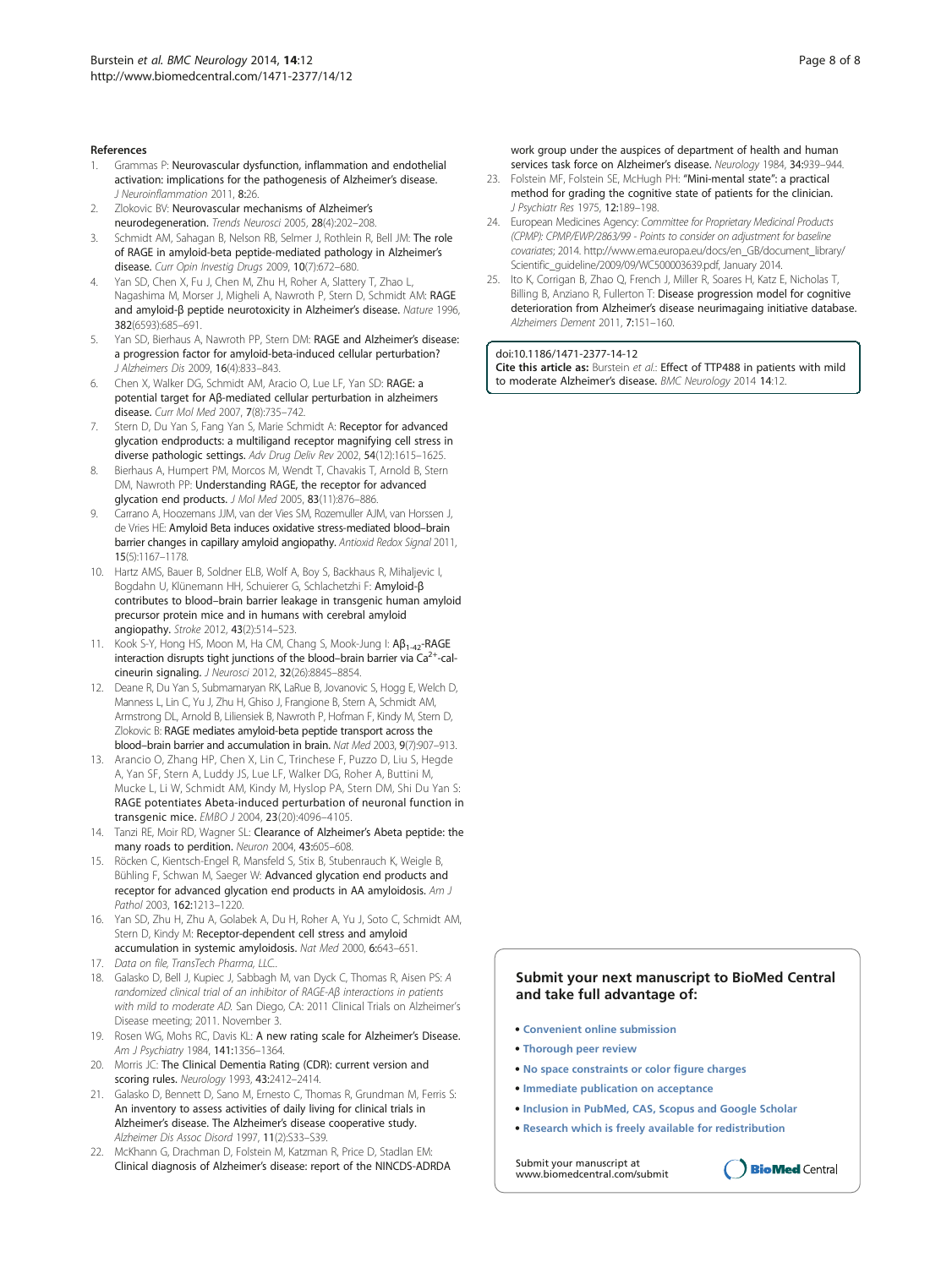## References

1. Grammas P: Neurovascular dysfunction, inflammation and endothelial activation: implications for the pathogenesis of Alzheimer's disease. *J Neuroinflammation* 2011, **8:**26.
2. Zlokovic BV: Neurovascular mechanisms of Alzheimer's neurodegeneration. *Trends Neurosci* 2005, **28**(4):202–208.
3. Schmidt AM, Sahagan B, Nelson RB, Selmer J, Rothlein R, Bell JM: The role of RAGE in amyloid-beta peptide-mediated pathology in Alzheimer's disease. *Curr Opin Investig Drugs* 2009, **10**(7):672–680.
4. Yan SD, Chen X, Fu J, Chen M, Zhu H, Roher A, Slattery T, Zhao L, Nagashima M, Morser J, Migheli A, Nawroth P, Stern D, Schmidt AM: RAGE and amyloid-β peptide neurotoxicity in Alzheimer's disease. *Nature* 1996, **382**(6593):685–691.
5. Yan SD, Bierhaus A, Nawroth PP, Stern DM: RAGE and Alzheimer's disease: a progression factor for amyloid-beta-induced cellular perturbation? *J Alzheimers Dis* 2009, **16**(4):833–843.
6. Chen X, Walker DG, Schmidt AM, Aracio O, Lue LF, Yan SD: RAGE: a potential target for Aβ-mediated cellular perturbation in alzheimers disease. *Curr Mol Med* 2007, **7**(8):735–742.
7. Stern D, Du Yan S, Fang Yan S, Marie Schmidt A: Receptor for advanced glycation endproducts: a multiligand receptor magnifying cell stress in diverse pathologic settings. *Adv Drug Deliv Rev* 2002, **54**(12):1615–1625.
8. Bierhaus A, Humpert PM, Morcos M, Wendt T, Chavakis T, Arnold B, Stern DM, Nawroth PP: Understanding RAGE, the receptor for advanced glycation end products. *J Mol Med* 2005, **83**(11):876–886.
9. Carrano A, Hoozemans JJM, van der Vies SM, Rozemuller AJM, van Horssen J, de Vries HE: Amyloid Beta induces oxidative stress-mediated blood–brain barrier changes in capillary amyloid angiopathy. *Antioxid Redox Signal* 2011, **15**(5):1167–1178.
10. Hartz AMS, Bauer B, Soldner ELB, Wolf A, Boy S, Backhaus R, Mihaljevic I, Bogdahn U, Klünemann HH, Schuierer G, Schlachetzhi F: Amyloid-β contributes to blood–brain barrier leakage in transgenic human amyloid precursor protein mice and in humans with cerebral amyloid angiopathy. *Stroke* 2012, **43**(2):514–523.
11. Kook S-Y, Hong HS, Moon M, Ha CM, Chang S, Mook-Jung I: $A\beta_{1-42}$-RAGE interaction disrupts tight junctions of the blood–brain barrier via $Ca^{2+}$-calcineurin signaling. *J Neurosci* 2012, **32**(26):8845–8854.
12. Deane R, Du Yan S, Submamaryan RK, LaRue B, Jovanovic S, Hogg E, Welch D, Manness L, Lin C, Yu J, Zhu H, Ghiso J, Frangione B, Stern A, Schmidt AM, Armstrong DL, Arnold B, Liliensiek B, Nawroth P, Hofman F, Kindy M, Stern D, Zlokovic B: RAGE mediates amyloid-beta peptide transport across the blood–brain barrier and accumulation in brain. *Nat Med* 2003, **9**(7):907–913.
13. Arancio O, Zhang HP, Chen X, Lin C, Trinchese F, Puzzo D, Liu S, Hegde A, Yan SF, Stern A, Luddy JS, Lue LF, Walker DG, Roher A, Buttini M, Mucke L, Li W, Schmidt AM, Kindy M, Hyslop PA, Stern DM, Shi Du Yan S: RAGE potentiates Abeta-induced perturbation of neuronal function in transgenic mice. *EMBO J* 2004, **23**(20):4096–4105.
14. Tanzi RE, Moir RD, Wagner SL: Clearance of Alzheimer's Abeta peptide: the many roads to perdition. *Neuron* 2004, **43:**605–608.
15. Röcken C, Kientsch-Engel R, Mansfeld S, Stix B, Stubenrauch K, Weigle B, Bühling F, Schwan M, Saeger W: Advanced glycation end products and receptor for advanced glycation end products in AA amyloidosis. *Am J Pathol* 2003, **162:**1213–1220.
16. Yan SD, Zhu H, Zhu A, Golabek A, Du H, Roher A, Yu J, Soto C, Schmidt AM, Stern D, Kindy M: Receptor-dependent cell stress and amyloid accumulation in systemic amyloidosis. *Nat Med* 2000, **6:**643–651.
17. *Data on file, TransTech Pharma, LLC.*.
18. Galasko D, Bell J, Kupiec J, Sabbagh M, van Dyck C, Thomas R, Aisen PS: *A randomized clinical trial of an inhibitor of RAGE-Aβ interactions in patients with mild to moderate AD.* San Diego, CA: 2011 Clinical Trials on Alzheimer's Disease meeting; 2011. November 3.
19. Rosen WG, Mohs RC, Davis KL: A new rating scale for Alzheimer's Disease. *Am J Psychiatry* 1984, **141:**1356–1364.
20. Morris JC: The Clinical Dementia Rating (CDR): current version and scoring rules. *Neurology* 1993, **43:**2412–2414.
21. Galasko D, Bennett D, Sano M, Ernesto C, Thomas R, Grundman M, Ferris S: An inventory to assess activities of daily living for clinical trials in Alzheimer's disease. The Alzheimer's disease cooperative study. *Alzheimer Dis Assoc Disord* 1997, **11**(2):S33–S39.
22. McKhann G, Drachman D, Folstein M, Katzman R, Price D, Stadlan EM: Clinical diagnosis of Alzheimer's disease: report of the NINCDS-ADRDA work group under the auspices of department of health and human services task force on Alzheimer's disease. *Neurology* 1984, **34:**939–944.
23. Folstein MF, Folstein SE, McHugh PH: "Mini-mental state": a practical method for grading the cognitive state of patients for the clinician. *J Psychiatr Res* 1975, **12:**189–198.
24. European Medicines Agency: *Committee for Proprietary Medicinal Products (CPMP): CPMP/EWP/2863/99 - Points to consider on adjustment for baseline covariates*; 2014. http://www.ema.europa.eu/docs/en_GB/document_library/Scientific_guideline/2009/09/WC500003639.pdf, January 2014.
25. Ito K, Corrigan B, Zhao Q, French J, Miller R, Soares H, Katz E, Nicholas T, Billing B, Anziano R, Fullerton T: Disease progression model for cognitive deterioration from Alzheimer's disease neurimagaing initiative database. *Alzheimers Dement* 2011, **7:**151–160.

doi:10.1186/1471-2377-14-12
**Cite this article as:** Burstein *et al.*: Effect of TTP488 in patients with mild to moderate Alzheimer's disease. *BMC Neurology* 2014 **14**:12.

**Submit your next manuscript to BioMed Central and take full advantage of:**

- Convenient online submission
- Thorough peer review
- No space constraints or color figure charges
- Immediate publication on acceptance
- Inclusion in PubMed, CAS, Scopus and Google Scholar
- Research which is freely available for redistribution

Submit your manuscript at www.biomedcentral.com/submit

BioMed Central